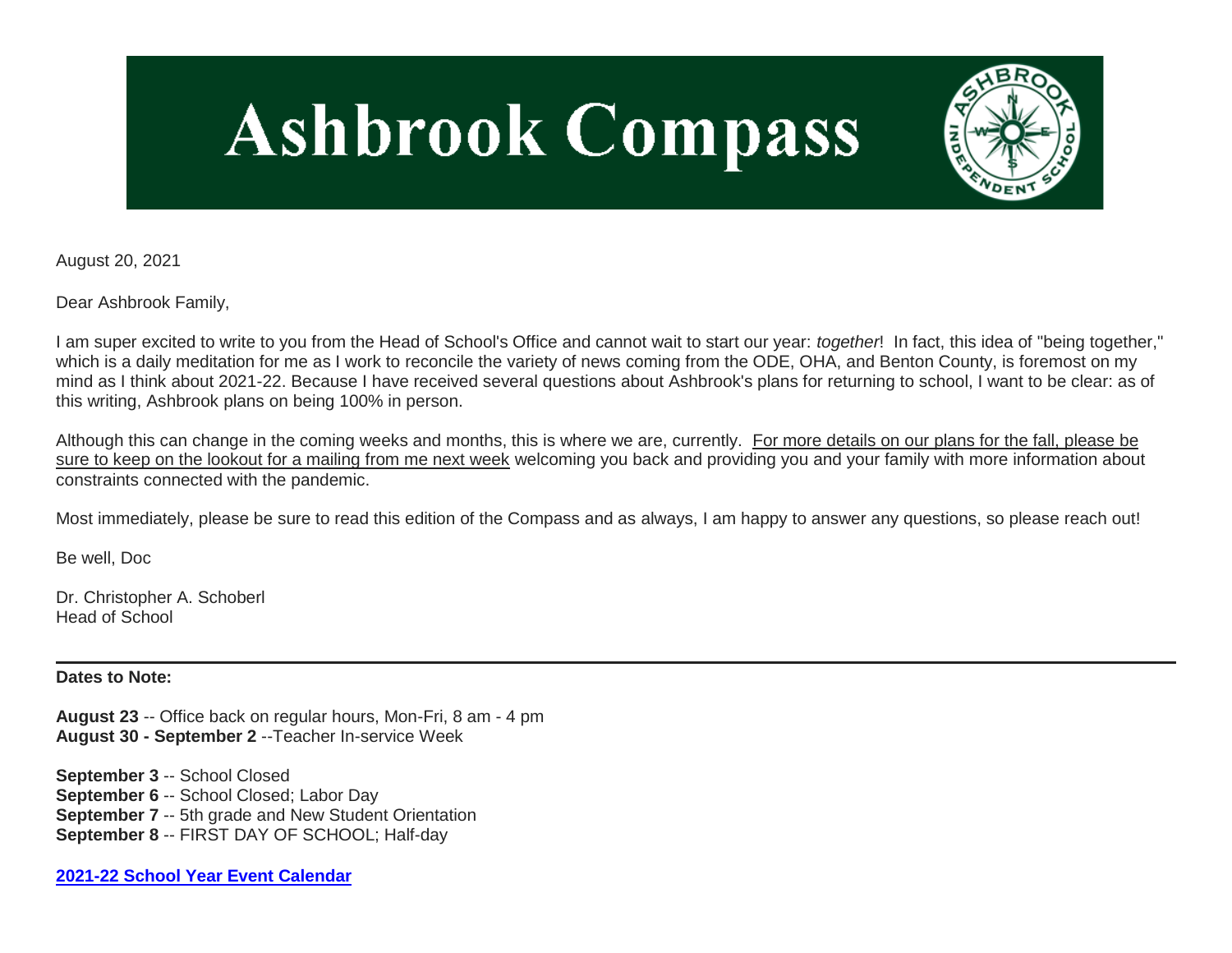# Ashbrook Compass

August 20, 2021

Dear Ashbrook Family,

I am super excited to write to you from the Head of School's Office and cannot wait to start our year: *together*! In fact, this idea of "being together," which is a daily meditation for me as I work to reconcile the variety of news coming from the ODE, OHA, and Benton County, is foremost on my mind as I think about 2021-22. Because I have received several questions about Ashbrook's plans for returning to school, I want to be clear: as of this writing, Ashbrook plans on being 100% in person.

Although this can change in the coming weeks and months, this is where we are, currently. For more details on our plans for the fall, please be sure to keep on the lookout for a mailing from me next week welcoming you back and providing you and your family with more information about constraints connected with the pandemic.

Most immediately, please be sure to read this edition of the Compass and as always, I am happy to answer any questions, so please reach out!

Be well, Doc

Dr. Christopher A. Schoberl
Head of School

---

**Dates to Note:**

**August 23** -- Office back on regular hours, Mon-Fri, 8 am - 4 pm
**August 30 - September 2** --Teacher In-service Week

**September 3** -- School Closed
**September 6** -- School Closed; Labor Day
**September 7** -- 5th grade and New Student Orientation
**September 8** -- FIRST DAY OF SCHOOL; Half-day

**2021-22 School Year Event Calendar**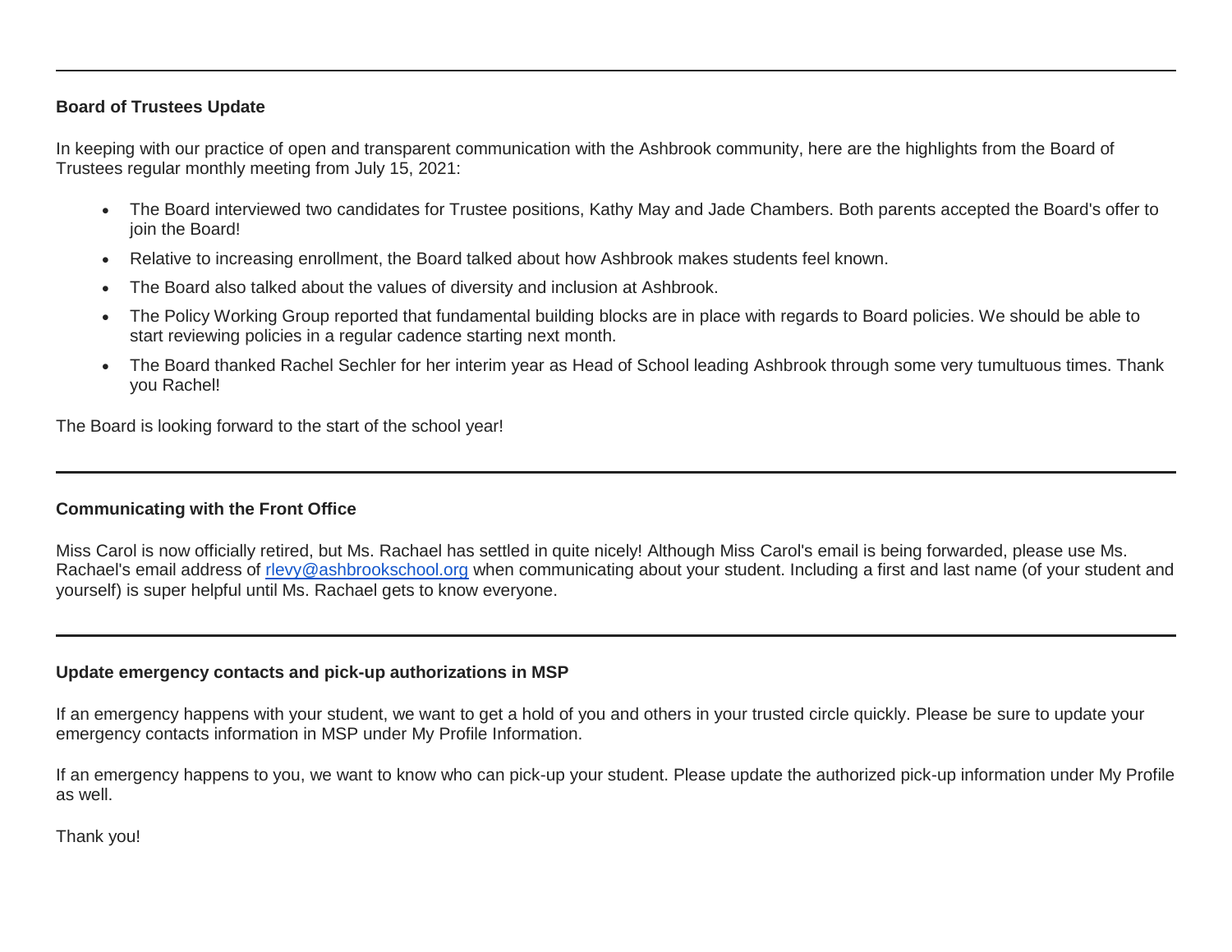---

**Board of Trustees Update**

In keeping with our practice of open and transparent communication with the Ashbrook community, here are the highlights from the Board of Trustees regular monthly meeting from July 15, 2021:

- The Board interviewed two candidates for Trustee positions, Kathy May and Jade Chambers. Both parents accepted the Board's offer to join the Board!
- Relative to increasing enrollment, the Board talked about how Ashbrook makes students feel known.
- The Board also talked about the values of diversity and inclusion at Ashbrook.
- The Policy Working Group reported that fundamental building blocks are in place with regards to Board policies. We should be able to start reviewing policies in a regular cadence starting next month.
- The Board thanked Rachel Sechler for her interim year as Head of School leading Ashbrook through some very tumultuous times. Thank you Rachel!

The Board is looking forward to the start of the school year!

---

**Communicating with the Front Office**

Miss Carol is now officially retired, but Ms. Rachael has settled in quite nicely! Although Miss Carol's email is being forwarded, please use Ms. Rachael's email address of rlevy@ashbrookschool.org when communicating about your student. Including a first and last name (of your student and yourself) is super helpful until Ms. Rachael gets to know everyone.

---

**Update emergency contacts and pick-up authorizations in MSP**

If an emergency happens with your student, we want to get a hold of you and others in your trusted circle quickly. Please be sure to update your emergency contacts information in MSP under My Profile Information.

If an emergency happens to you, we want to know who can pick-up your student. Please update the authorized pick-up information under My Profile as well.

Thank you!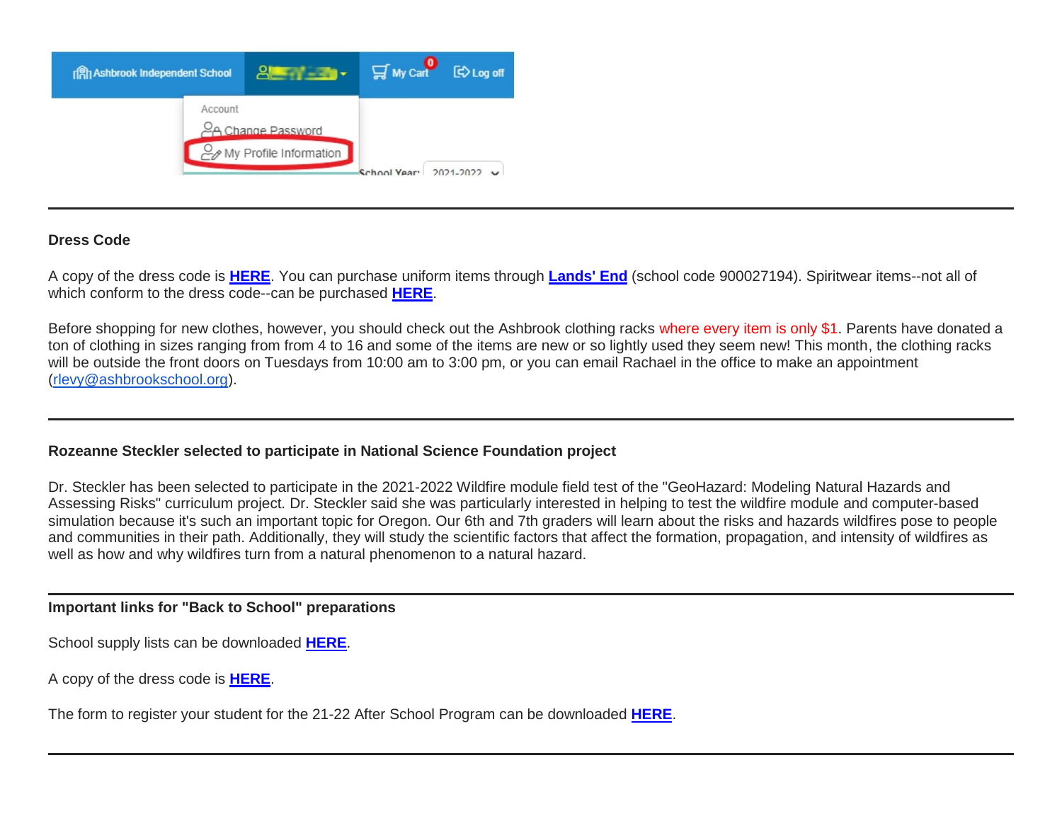---

**Dress Code**

A copy of the dress code is **HERE**. You can purchase uniform items through **Lands' End** (school code 900027194). Spiritwear items--not all of which conform to the dress code--can be purchased **HERE**.

Before shopping for new clothes, however, you should check out the Ashbrook clothing racks where every item is only $1. Parents have donated a ton of clothing in sizes ranging from from 4 to 16 and some of the items are new or so lightly used they seem new! This month, the clothing racks will be outside the front doors on Tuesdays from 10:00 am to 3:00 pm, or you can email Rachael in the office to make an appointment (rlevy@ashbrookschool.org).

---

**Rozeanne Steckler selected to participate in National Science Foundation project**

Dr. Steckler has been selected to participate in the 2021-2022 Wildfire module field test of the "GeoHazard: Modeling Natural Hazards and Assessing Risks" curriculum project. Dr. Steckler said she was particularly interested in helping to test the wildfire module and computer-based simulation because it's such an important topic for Oregon. Our 6th and 7th graders will learn about the risks and hazards wildfires pose to people and communities in their path. Additionally, they will study the scientific factors that affect the formation, propagation, and intensity of wildfires as well as how and why wildfires turn from a natural phenomenon to a natural hazard.

---

**Important links for "Back to School" preparations**

School supply lists can be downloaded **HERE**.

A copy of the dress code is **HERE**.

The form to register your student for the 21-22 After School Program can be downloaded **HERE**.

---